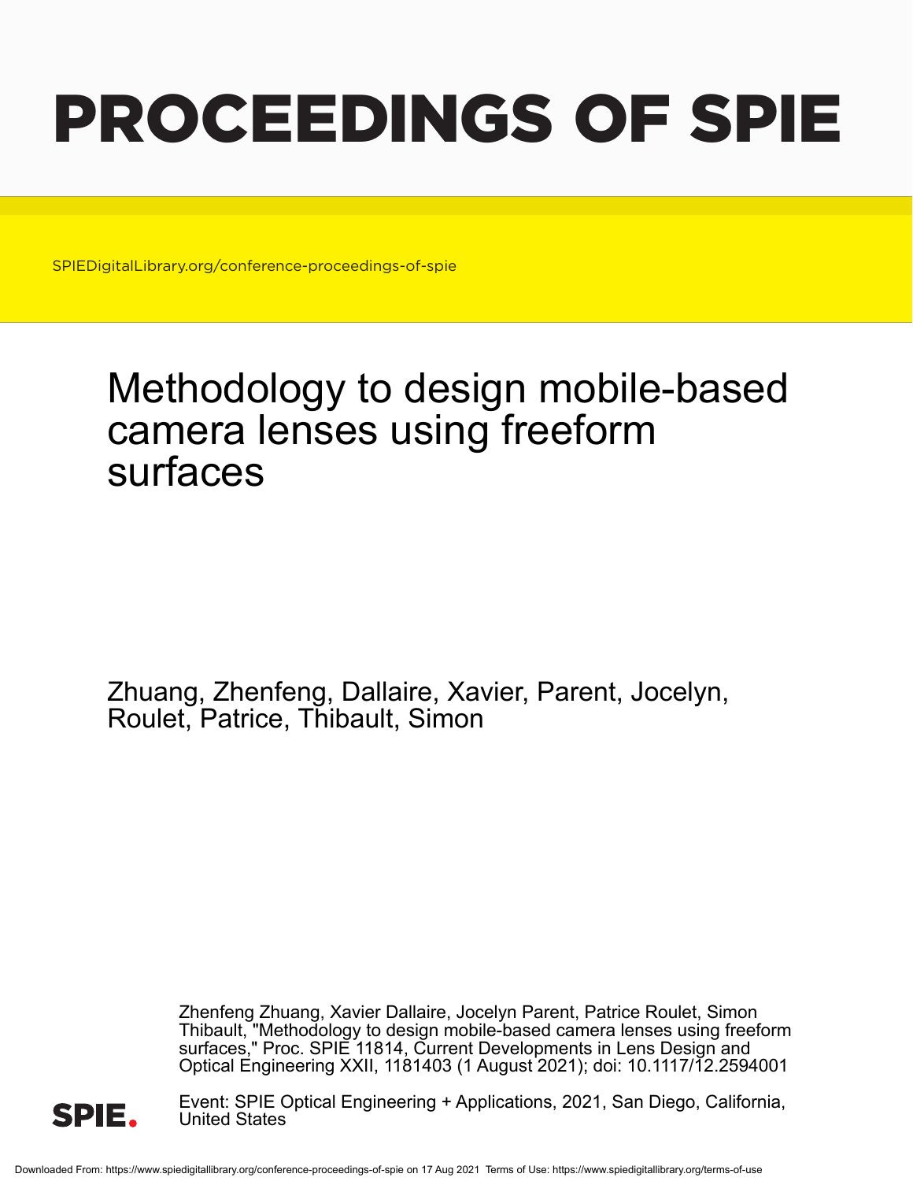# PROCEEDINGS OF SPIE

SPIEDigitalLibrary.org/conference-proceedings-of-spie

## Methodology to design mobile-based camera lenses using freeform surfaces

Zhuang, Zhenfeng, Dallaire, Xavier, Parent, Jocelyn, Roulet, Patrice, Thibault, Simon

Zhenfeng Zhuang, Xavier Dallaire, Jocelyn Parent, Patrice Roulet, Simon Thibault, "Methodology to design mobile-based camera lenses using freeform surfaces," Proc. SPIE 11814, Current Developments in Lens Design and Optical Engineering XXII, 1181403 (1 August 2021); doi: 10.1117/12.2594001

Event: SPIE Optical Engineering + Applications, 2021, San Diego, California, United States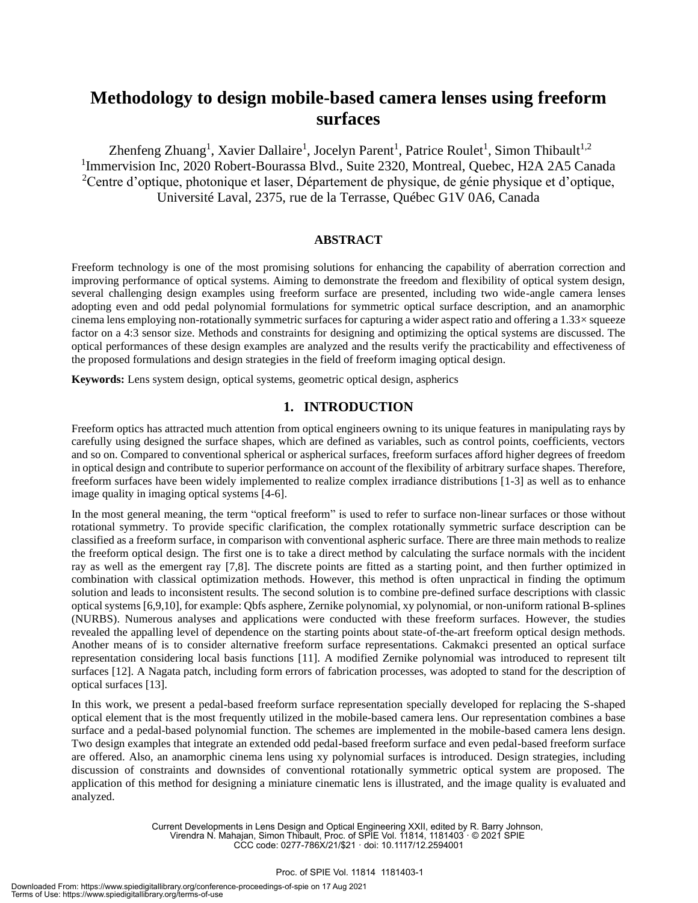# Methodology to design mobile-based camera lenses using freeform surfaces

Zhenfeng Zhuang[1], Xavier Dallaire[1], Jocelyn Parent[1], Patrice Roulet[1], Simon Thibault[1,2]

[1]Immervision Inc, 2020 Robert-Bourassa Blvd., Suite 2320, Montreal, Quebec, H2A 2A5 Canada

[2]Centre d'optique, photonique et laser, Département de physique, de génie physique et d'optique, Université Laval, 2375, rue de la Terrasse, Québec G1V 0A6, Canada

## ABSTRACT

Freeform technology is one of the most promising solutions for enhancing the capability of aberration correction and improving performance of optical systems. Aiming to demonstrate the freedom and flexibility of optical system design, several challenging design examples using freeform surface are presented, including two wide-angle camera lenses adopting even and odd pedal polynomial formulations for symmetric optical surface description, and an anamorphic cinema lens employing non-rotationally symmetric surfaces for capturing a wider aspect ratio and offering a 1.33× squeeze factor on a 4:3 sensor size. Methods and constraints for designing and optimizing the optical systems are discussed. The optical performances of these design examples are analyzed and the results verify the practicability and effectiveness of the proposed formulations and design strategies in the field of freeform imaging optical design.

**Keywords:** Lens system design, optical systems, geometric optical design, aspherics

## 1. INTRODUCTION

Freeform optics has attracted much attention from optical engineers owning to its unique features in manipulating rays by carefully using designed the surface shapes, which are defined as variables, such as control points, coefficients, vectors and so on. Compared to conventional spherical or aspherical surfaces, freeform surfaces afford higher degrees of freedom in optical design and contribute to superior performance on account of the flexibility of arbitrary surface shapes. Therefore, freeform surfaces have been widely implemented to realize complex irradiance distributions [1-3] as well as to enhance image quality in imaging optical systems [4-6].

In the most general meaning, the term "optical freeform" is used to refer to surface non-linear surfaces or those without rotational symmetry. To provide specific clarification, the complex rotationally symmetric surface description can be classified as a freeform surface, in comparison with conventional aspheric surface. There are three main methods to realize the freeform optical design. The first one is to take a direct method by calculating the surface normals with the incident ray as well as the emergent ray [7,8]. The discrete points are fitted as a starting point, and then further optimized in combination with classical optimization methods. However, this method is often unpractical in finding the optimum solution and leads to inconsistent results. The second solution is to combine pre-defined surface descriptions with classic optical systems [6,9,10], for example: Qbfs asphere, Zernike polynomial, xy polynomial, or non-uniform rational B-splines (NURBS). Numerous analyses and applications were conducted with these freeform surfaces. However, the studies revealed the appalling level of dependence on the starting points about state-of-the-art freeform optical design methods. Another means of is to consider alternative freeform surface representations. Cakmakci presented an optical surface representation considering local basis functions [11]. A modified Zernike polynomial was introduced to represent tilt surfaces [12]. A Nagata patch, including form errors of fabrication processes, was adopted to stand for the description of optical surfaces [13].

In this work, we present a pedal-based freeform surface representation specially developed for replacing the S-shaped optical element that is the most frequently utilized in the mobile-based camera lens. Our representation combines a base surface and a pedal-based polynomial function. The schemes are implemented in the mobile-based camera lens design. Two design examples that integrate an extended odd pedal-based freeform surface and even pedal-based freeform surface are offered. Also, an anamorphic cinema lens using xy polynomial surfaces is introduced. Design strategies, including discussion of constraints and downsides of conventional rotationally symmetric optical system are proposed. The application of this method for designing a miniature cinematic lens is illustrated, and the image quality is evaluated and analyzed.

Current Developments in Lens Design and Optical Engineering XXII, edited by R. Barry Johnson, Virendra N. Mahajan, Simon Thibault, Proc. of SPIE Vol. 11814, 1181403 · © 2021 SPIE
CCC code: 0277-786X/21/$21 · doi: 10.1117/12.2594001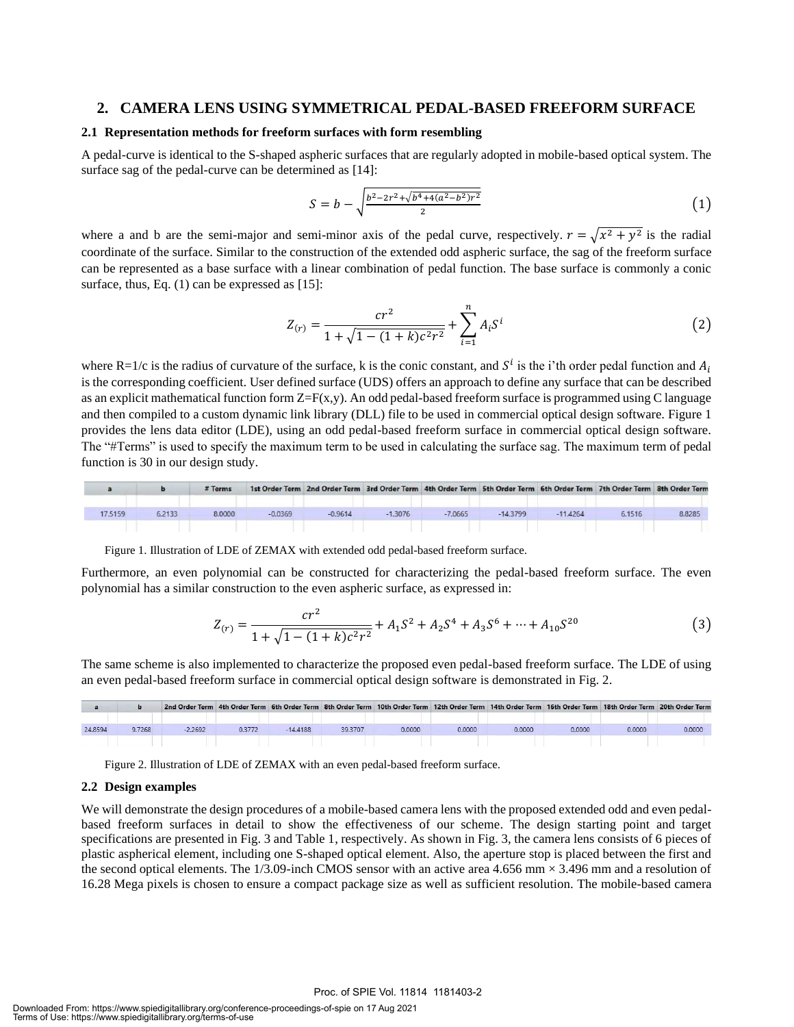## 2. CAMERA LENS USING SYMMETRICAL PEDAL-BASED FREEFORM SURFACE

### 2.1 Representation methods for freeform surfaces with form resembling

A pedal-curve is identical to the S-shaped aspheric surfaces that are regularly adopted in mobile-based optical system. The surface sag of the pedal-curve can be determined as [14]:

$$S = b - \sqrt{\frac{b^2 - 2r^2 + \sqrt{b^4 + 4(a^2 - b^2)r^2}}{2}} \tag{1}$$

where a and b are the semi-major and semi-minor axis of the pedal curve, respectively. $r = \sqrt{x^2 + y^2}$ is the radial coordinate of the surface. Similar to the construction of the extended odd aspheric surface, the sag of the freeform surface can be represented as a base surface with a linear combination of pedal function. The base surface is commonly a conic surface, thus, Eq. (1) can be expressed as [15]:

$$Z_{(r)} = \frac{cr^2}{1 + \sqrt{1 - (1 + k)c^2 r^2}} + \sum_{i=1}^{n} A_i S^i \tag{2}$$

where R=1/c is the radius of curvature of the surface, k is the conic constant, and $S^i$ is the i'th order pedal function and $A_i$ is the corresponding coefficient. User defined surface (UDS) offers an approach to define any surface that can be described as an explicit mathematical function form Z=F(x,y). An odd pedal-based freeform surface is programmed using C language and then compiled to a custom dynamic link library (DLL) file to be used in commercial optical design software. Figure 1 provides the lens data editor (LDE), using an odd pedal-based freeform surface in commercial optical design software. The "#Terms" is used to specify the maximum term to be used in calculating the surface sag. The maximum term of pedal function is 30 in our design study.

| a | b | # Terms | 1st Order Term | 2nd Order Term | 3rd Order Term | 4th Order Term | 5th Order Term | 6th Order Term | 7th Order Term | 8th Order Term |
|---|---|---|---|---|---|---|---|---|---|---|
| 17.5159 | 6.2133 | 8.0000 | -0.0369 | -0.9614 | -1.3076 | -7.0665 | -14.3799 | -11.4264 | 6.1516 | 8.8285 |

Figure 1. Illustration of LDE of ZEMAX with extended odd pedal-based freeform surface.

Furthermore, an even polynomial can be constructed for characterizing the pedal-based freeform surface. The even polynomial has a similar construction to the even aspheric surface, as expressed in:

$$Z_{(r)} = \frac{cr^2}{1 + \sqrt{1 - (1 + k)c^2 r^2}} + A_1 S^2 + A_2 S^4 + A_3 S^6 + \cdots + A_{10} S^{20} \tag{3}$$

The same scheme is also implemented to characterize the proposed even pedal-based freeform surface. The LDE of using an even pedal-based freeform surface in commercial optical design software is demonstrated in Fig. 2.

| a | b | 2nd Order Term | 4th Order Term | 6th Order Term | 8th Order Term | 10th Order Term | 12th Order Term | 14th Order Term | 16th Order Term | 18th Order Term | 20th Order Term |
|---|---|---|---|---|---|---|---|---|---|---|---|
| 24.8594 | 9.7268 | -2.2692 | 0.3772 | -14.4188 | 39.3707 | 0.0000 | 0.0000 | 0.0000 | 0.0000 | 0.0000 | 0.0000 |

Figure 2. Illustration of LDE of ZEMAX with an even pedal-based freeform surface.

### 2.2 Design examples

We will demonstrate the design procedures of a mobile-based camera lens with the proposed extended odd and even pedal-based freeform surfaces in detail to show the effectiveness of our scheme. The design starting point and target specifications are presented in Fig. 3 and Table 1, respectively. As shown in Fig. 3, the camera lens consists of 6 pieces of plastic aspherical element, including one S-shaped optical element. Also, the aperture stop is placed between the first and the second optical elements. The 1/3.09-inch CMOS sensor with an active area 4.656 mm × 3.496 mm and a resolution of 16.28 Mega pixels is chosen to ensure a compact package size as well as sufficient resolution. The mobile-based camera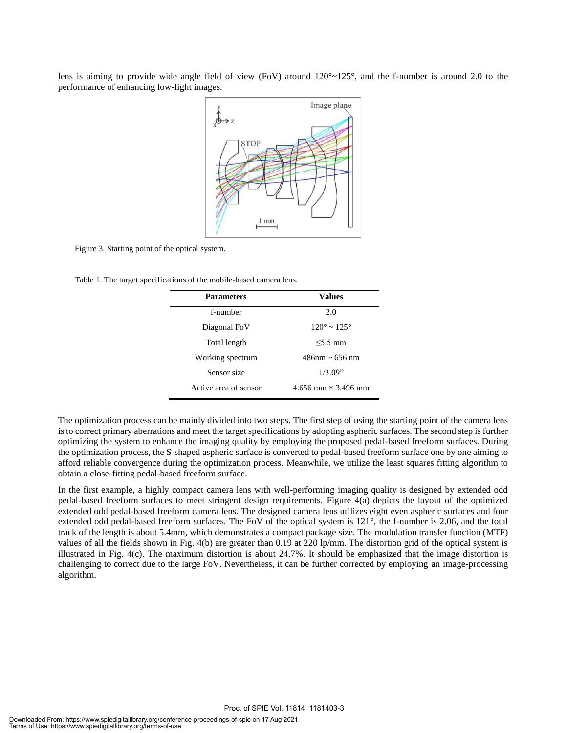lens is aiming to provide wide angle field of view (FoV) around 120°~125°, and the f-number is around 2.0 to the performance of enhancing low-light images.

Figure 3. Starting point of the optical system.

Table 1. The target specifications of the mobile-based camera lens.

| Parameters | Values |
| --- | --- |
| f-number | 2.0 |
| Diagonal FoV | 120° ~ 125° |
| Total length | ≤5.5 mm |
| Working spectrum | 486nm ~ 656 nm |
| Sensor size | 1/3.09” |
| Active area of sensor | 4.656 mm × 3.496 mm |

The optimization process can be mainly divided into two steps. The first step of using the starting point of the camera lens is to correct primary aberrations and meet the target specifications by adopting aspheric surfaces. The second step is further optimizing the system to enhance the imaging quality by employing the proposed pedal-based freeform surfaces. During the optimization process, the S-shaped aspheric surface is converted to pedal-based freeform surface one by one aiming to afford reliable convergence during the optimization process. Meanwhile, we utilize the least squares fitting algorithm to obtain a close-fitting pedal-based freeform surface.

In the first example, a highly compact camera lens with well-performing imaging quality is designed by extended odd pedal-based freeform surfaces to meet stringent design requirements. Figure 4(a) depicts the layout of the optimized extended odd pedal-based freeform camera lens. The designed camera lens utilizes eight even aspheric surfaces and four extended odd pedal-based freeform surfaces. The FoV of the optical system is 121°, the f-number is 2.06, and the total track of the length is about 5.4mm, which demonstrates a compact package size. The modulation transfer function (MTF) values of all the fields shown in Fig. 4(b) are greater than 0.19 at 220 lp/mm. The distortion grid of the optical system is illustrated in Fig. 4(c). The maximum distortion is about 24.7%. It should be emphasized that the image distortion is challenging to correct due to the large FoV. Nevertheless, it can be further corrected by employing an image-processing algorithm.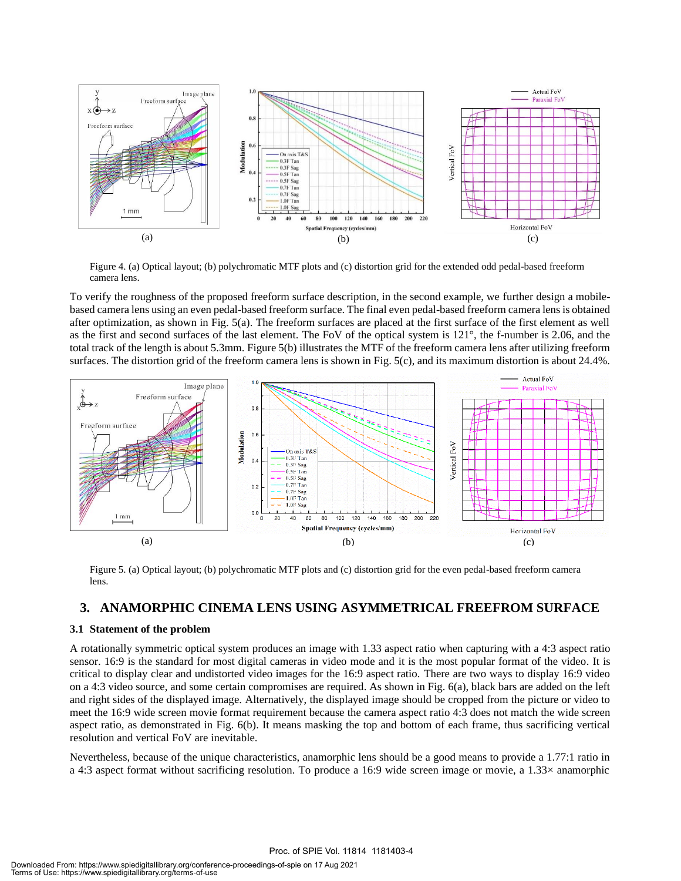Figure 4. (a) Optical layout; (b) polychromatic MTF plots and (c) distortion grid for the extended odd pedal-based freeform camera lens.

To verify the roughness of the proposed freeform surface description, in the second example, we further design a mobile-based camera lens using an even pedal-based freeform surface. The final even pedal-based freeform camera lens is obtained after optimization, as shown in Fig. 5(a). The freeform surfaces are placed at the first surface of the first element as well as the first and second surfaces of the last element. The FoV of the optical system is 121°, the f-number is 2.06, and the total track of the length is about 5.3mm. Figure 5(b) illustrates the MTF of the freeform camera lens after utilizing freeform surfaces. The distortion grid of the freeform camera lens is shown in Fig. 5(c), and its maximum distortion is about 24.4%.

Figure 5. (a) Optical layout; (b) polychromatic MTF plots and (c) distortion grid for the even pedal-based freeform camera lens.

## 3. ANAMORPHIC CINEMA LENS USING ASYMMETRICAL FREEFROM SURFACE

### 3.1 Statement of the problem

A rotationally symmetric optical system produces an image with 1.33 aspect ratio when capturing with a 4:3 aspect ratio sensor. 16:9 is the standard for most digital cameras in video mode and it is the most popular format of the video. It is critical to display clear and undistorted video images for the 16:9 aspect ratio. There are two ways to display 16:9 video on a 4:3 video source, and some certain compromises are required. As shown in Fig. 6(a), black bars are added on the left and right sides of the displayed image. Alternatively, the displayed image should be cropped from the picture or video to meet the 16:9 wide screen movie format requirement because the camera aspect ratio 4:3 does not match the wide screen aspect ratio, as demonstrated in Fig. 6(b). It means masking the top and bottom of each frame, thus sacrificing vertical resolution and vertical FoV are inevitable.

Nevertheless, because of the unique characteristics, anamorphic lens should be a good means to provide a 1.77:1 ratio in a 4:3 aspect format without sacrificing resolution. To produce a 16:9 wide screen image or movie, a 1.33× anamorphic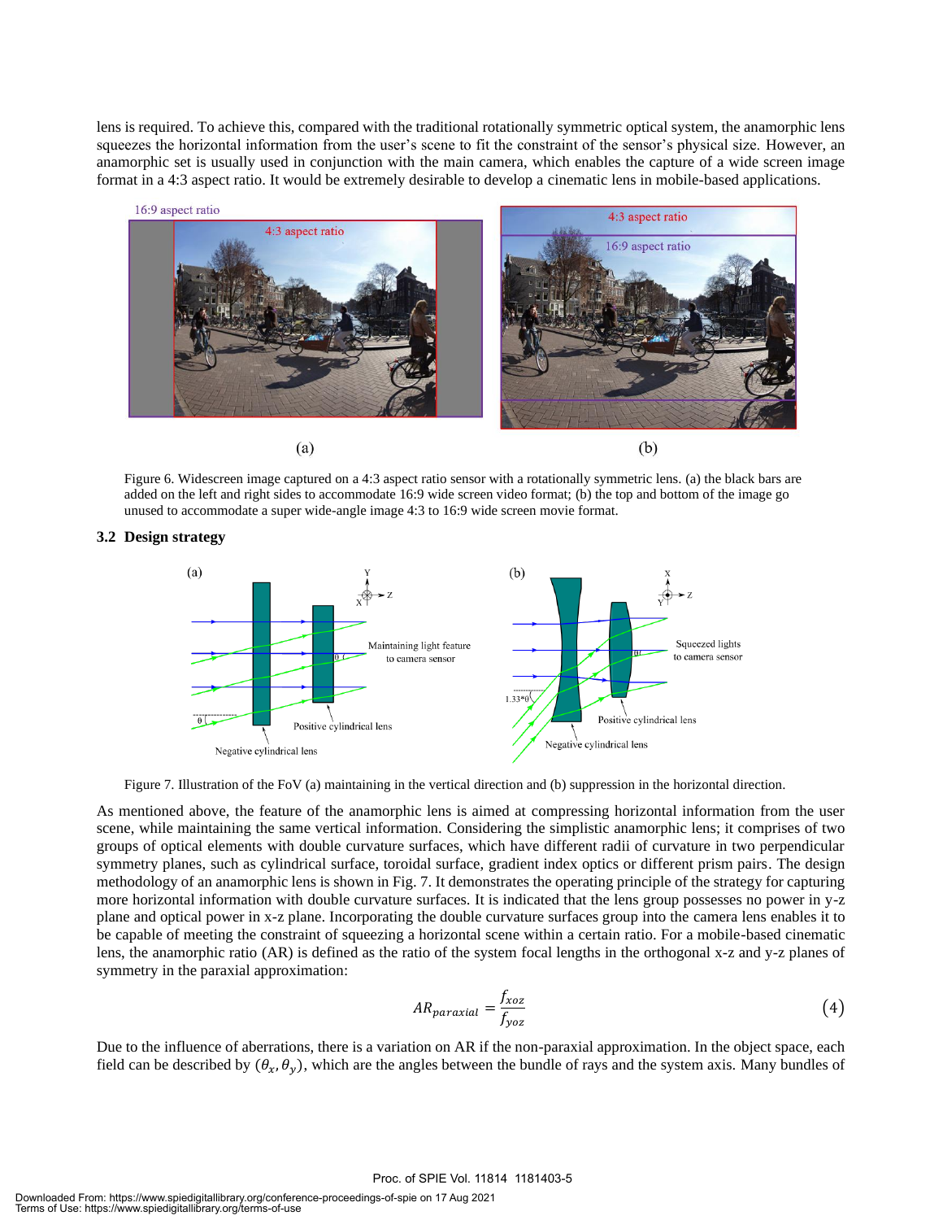lens is required. To achieve this, compared with the traditional rotationally symmetric optical system, the anamorphic lens squeezes the horizontal information from the user's scene to fit the constraint of the sensor's physical size. However, an anamorphic set is usually used in conjunction with the main camera, which enables the capture of a wide screen image format in a 4:3 aspect ratio. It would be extremely desirable to develop a cinematic lens in mobile-based applications.

Figure 6. Widescreen image captured on a 4:3 aspect ratio sensor with a rotationally symmetric lens. (a) the black bars are added on the left and right sides to accommodate 16:9 wide screen video format; (b) the top and bottom of the image go unused to accommodate a super wide-angle image 4:3 to 16:9 wide screen movie format.

### 3.2 Design strategy

Figure 7. Illustration of the FoV (a) maintaining in the vertical direction and (b) suppression in the horizontal direction.

As mentioned above, the feature of the anamorphic lens is aimed at compressing horizontal information from the user scene, while maintaining the same vertical information. Considering the simplistic anamorphic lens; it comprises of two groups of optical elements with double curvature surfaces, which have different radii of curvature in two perpendicular symmetry planes, such as cylindrical surface, toroidal surface, gradient index optics or different prism pairs. The design methodology of an anamorphic lens is shown in Fig. 7. It demonstrates the operating principle of the strategy for capturing more horizontal information with double curvature surfaces. It is indicated that the lens group possesses no power in y-z plane and optical power in x-z plane. Incorporating the double curvature surfaces group into the camera lens enables it to be capable of meeting the constraint of squeezing a horizontal scene within a certain ratio. For a mobile-based cinematic lens, the anamorphic ratio (AR) is defined as the ratio of the system focal lengths in the orthogonal x-z and y-z planes of symmetry in the paraxial approximation:

$$AR_{paraxial} = \frac{f_{xoz}}{f_{yoz}} \tag{4}$$

Due to the influence of aberrations, there is a variation on AR if the non-paraxial approximation. In the object space, each field can be described by $(\theta_x, \theta_y)$, which are the angles between the bundle of rays and the system axis. Many bundles of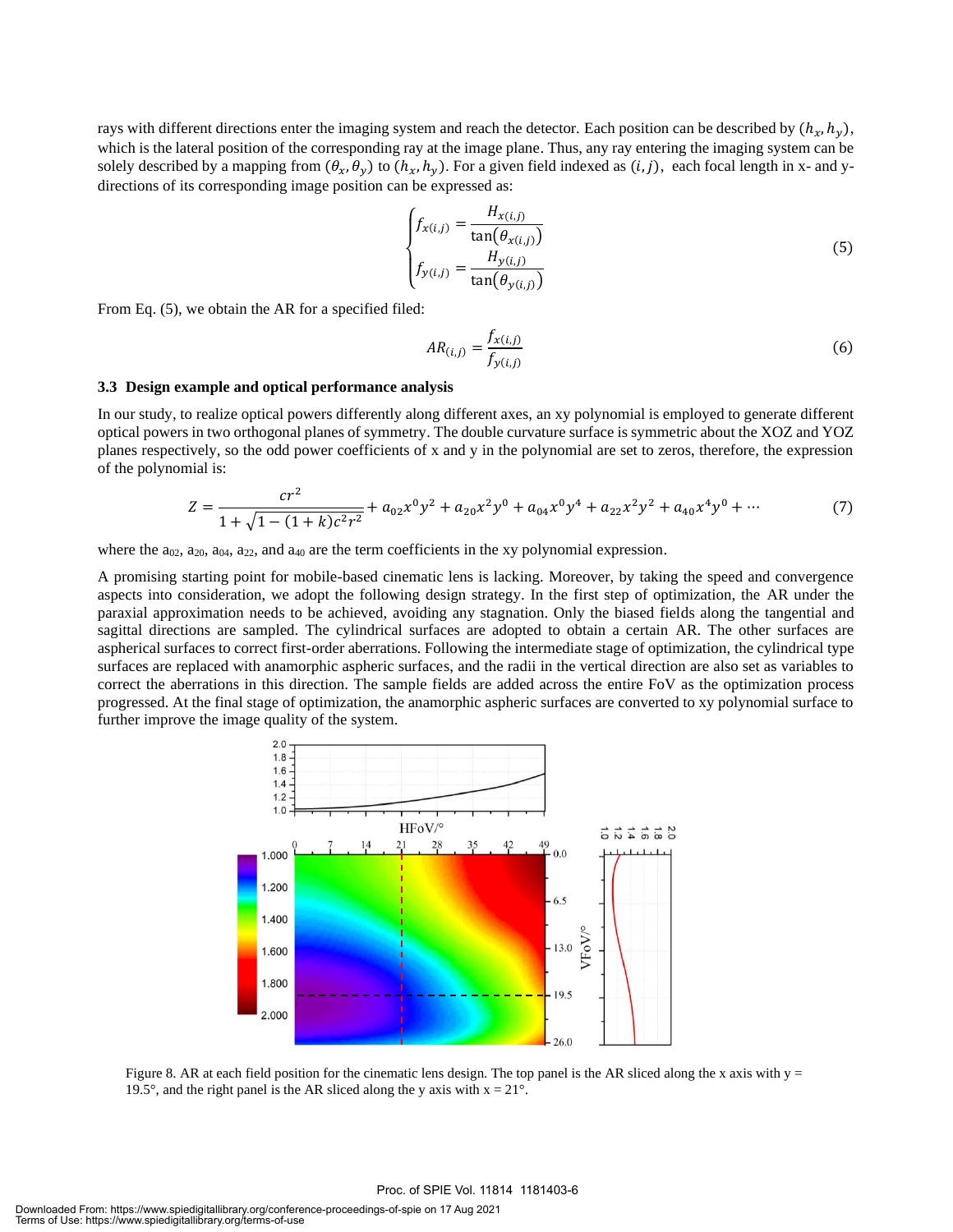rays with different directions enter the imaging system and reach the detector. Each position can be described by $(h_x, h_y)$, which is the lateral position of the corresponding ray at the image plane. Thus, any ray entering the imaging system can be solely described by a mapping from $(\theta_x, \theta_y)$ to $(h_x, h_y)$. For a given field indexed as $(i, j)$, each focal length in x- and y-directions of its corresponding image position can be expressed as:

$$\begin{cases} f_{x(i,j)} = \dfrac{H_{x(i,j)}}{\tan\left(\theta_{x(i,j)}\right)} \\ f_{y(i,j)} = \dfrac{H_{y(i,j)}}{\tan\left(\theta_{y(i,j)}\right)} \end{cases} \tag{5}$$

From Eq. (5), we obtain the AR for a specified filed:

$$AR_{(i,j)} = \frac{f_{x(i,j)}}{f_{y(i,j)}} \tag{6}$$

### 3.3 Design example and optical performance analysis

In our study, to realize optical powers differently along different axes, an xy polynomial is employed to generate different optical powers in two orthogonal planes of symmetry. The double curvature surface is symmetric about the XOZ and YOZ planes respectively, so the odd power coefficients of x and y in the polynomial are set to zeros, therefore, the expression of the polynomial is:

$$Z = \frac{cr^2}{1+\sqrt{1-(1+k)c^2r^2}} + a_{02}x^0y^2 + a_{20}x^2y^0 + a_{04}x^0y^4 + a_{22}x^2y^2 + a_{40}x^4y^0 + \cdots \tag{7}$$

where the $a_{02}$, $a_{20}$, $a_{04}$, $a_{22}$, and $a_{40}$ are the term coefficients in the xy polynomial expression.

A promising starting point for mobile-based cinematic lens is lacking. Moreover, by taking the speed and convergence aspects into consideration, we adopt the following design strategy. In the first step of optimization, the AR under the paraxial approximation needs to be achieved, avoiding any stagnation. Only the biased fields along the tangential and sagittal directions are sampled. The cylindrical surfaces are adopted to obtain a certain AR. The other surfaces are aspherical surfaces to correct first-order aberrations. Following the intermediate stage of optimization, the cylindrical type surfaces are replaced with anamorphic aspheric surfaces, and the radii in the vertical direction are also set as variables to correct the aberrations in this direction. The sample fields are added across the entire FoV as the optimization process progressed. At the final stage of optimization, the anamorphic aspheric surfaces are converted to xy polynomial surface to further improve the image quality of the system.

Figure 8. AR at each field position for the cinematic lens design. The top panel is the AR sliced along the x axis with y = 19.5°, and the right panel is the AR sliced along the y axis with x = 21°.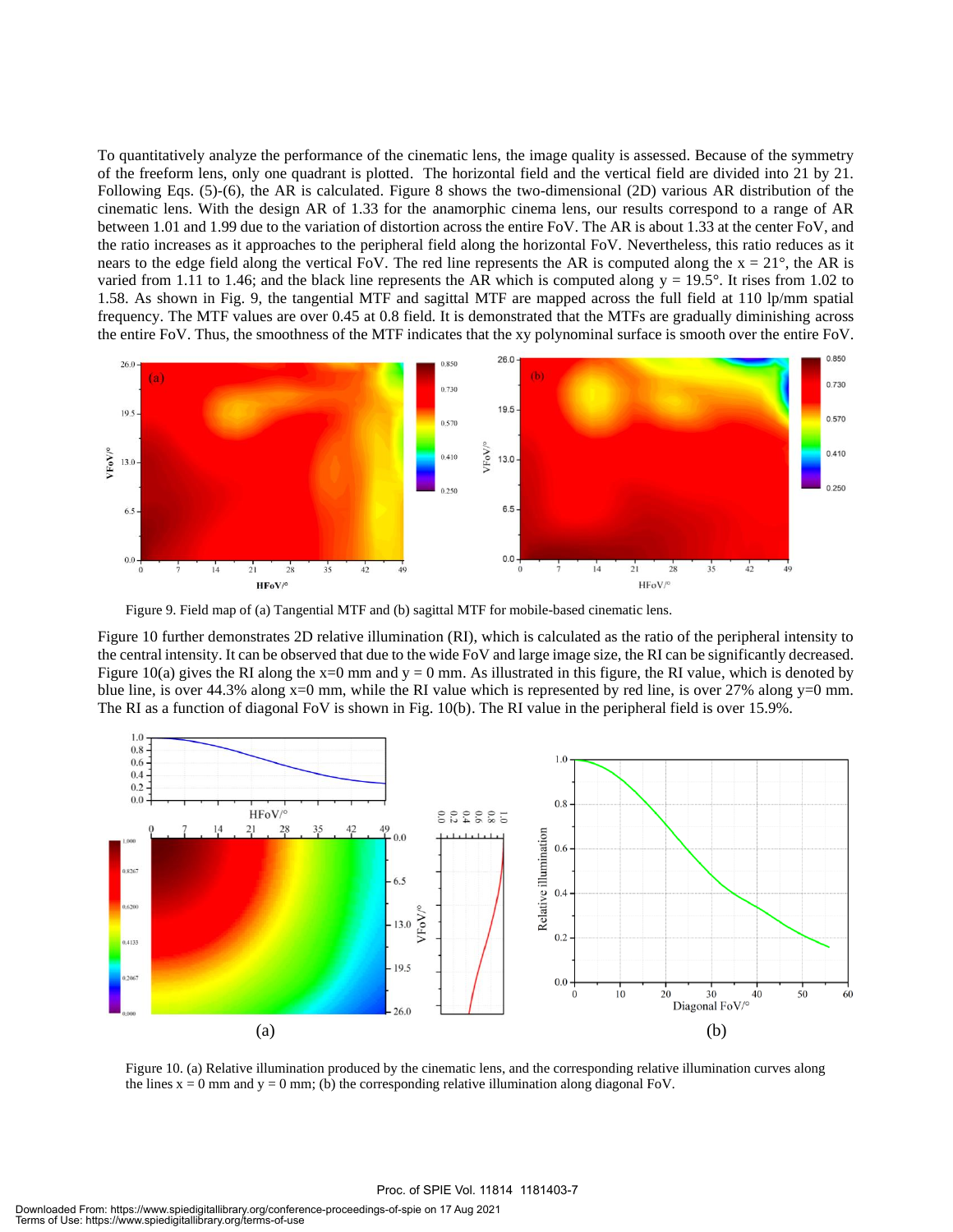To quantitatively analyze the performance of the cinematic lens, the image quality is assessed. Because of the symmetry of the freeform lens, only one quadrant is plotted. The horizontal field and the vertical field are divided into 21 by 21. Following Eqs. (5)-(6), the AR is calculated. Figure 8 shows the two-dimensional (2D) various AR distribution of the cinematic lens. With the design AR of 1.33 for the anamorphic cinema lens, our results correspond to a range of AR between 1.01 and 1.99 due to the variation of distortion across the entire FoV. The AR is about 1.33 at the center FoV, and the ratio increases as it approaches to the peripheral field along the horizontal FoV. Nevertheless, this ratio reduces as it nears to the edge field along the vertical FoV. The red line represents the AR is computed along the x = 21°, the AR is varied from 1.11 to 1.46; and the black line represents the AR which is computed along y = 19.5°. It rises from 1.02 to 1.58. As shown in Fig. 9, the tangential MTF and sagittal MTF are mapped across the full field at 110 lp/mm spatial frequency. The MTF values are over 0.45 at 0.8 field. It is demonstrated that the MTFs are gradually diminishing across the entire FoV. Thus, the smoothness of the MTF indicates that the xy polynominal surface is smooth over the entire FoV.

Figure 9. Field map of (a) Tangential MTF and (b) sagittal MTF for mobile-based cinematic lens.

Figure 10 further demonstrates 2D relative illumination (RI), which is calculated as the ratio of the peripheral intensity to the central intensity. It can be observed that due to the wide FoV and large image size, the RI can be significantly decreased. Figure 10(a) gives the RI along the x=0 mm and y = 0 mm. As illustrated in this figure, the RI value, which is denoted by blue line, is over 44.3% along x=0 mm, while the RI value which is represented by red line, is over 27% along y=0 mm. The RI as a function of diagonal FoV is shown in Fig. 10(b). The RI value in the peripheral field is over 15.9%.

Figure 10. (a) Relative illumination produced by the cinematic lens, and the corresponding relative illumination curves along the lines x = 0 mm and y = 0 mm; (b) the corresponding relative illumination along diagonal FoV.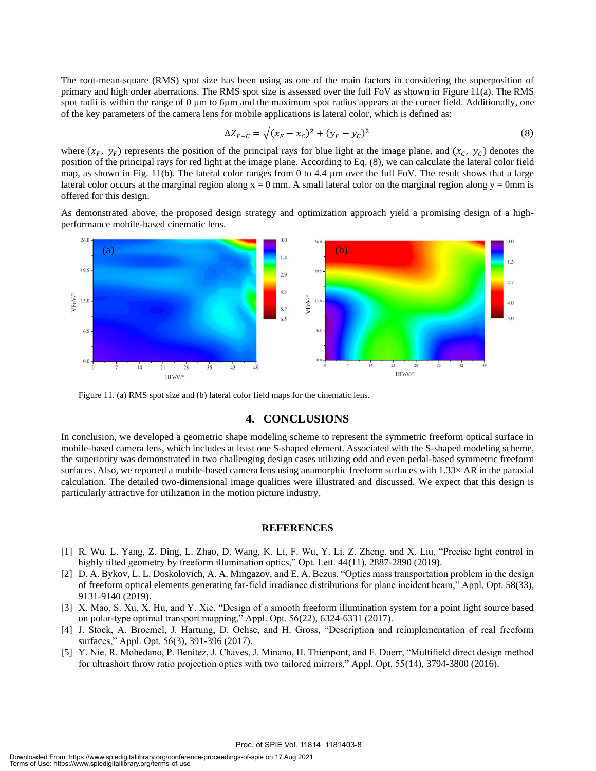The root-mean-square (RMS) spot size has been using as one of the main factors in considering the superposition of primary and high order aberrations. The RMS spot size is assessed over the full FoV as shown in Figure 11(a). The RMS spot radii is within the range of 0 µm to 6µm and the maximum spot radius appears at the corner field. Additionally, one of the key parameters of the camera lens for mobile applications is lateral color, which is defined as:

$$\Delta Z_{F-C} = \sqrt{(x_F - x_C)^2 + (y_F - y_C)^2} \tag{8}$$

where $(x_F,\ y_F)$ represents the position of the principal rays for blue light at the image plane, and $(x_C,\ y_C)$ denotes the position of the principal rays for red light at the image plane. According to Eq. (8), we can calculate the lateral color field map, as shown in Fig. 11(b). The lateral color ranges from 0 to 4.4 µm over the full FoV. The result shows that a large lateral color occurs at the marginal region along x = 0 mm. A small lateral color on the marginal region along y = 0mm is offered for this design.

As demonstrated above, the proposed design strategy and optimization approach yield a promising design of a high-performance mobile-based cinematic lens.

Figure 11. (a) RMS spot size and (b) lateral color field maps for the cinematic lens.

## 4. CONCLUSIONS

In conclusion, we developed a geometric shape modeling scheme to represent the symmetric freeform optical surface in mobile-based camera lens, which includes at least one S-shaped element. Associated with the S-shaped modeling scheme, the superiority was demonstrated in two challenging design cases utilizing odd and even pedal-based symmetric freeform surfaces. Also, we reported a mobile-based camera lens using anamorphic freeform surfaces with 1.33× AR in the paraxial calculation. The detailed two-dimensional image qualities were illustrated and discussed. We expect that this design is particularly attractive for utilization in the motion picture industry.

## REFERENCES

[1] R. Wu. L. Yang, Z. Ding, L. Zhao, D. Wang, K. Li, F. Wu, Y. Li, Z. Zheng, and X. Liu, "Precise light control in highly tilted geometry by freeform illumination optics," Opt. Lett. 44(11), 2887-2890 (2019).

[2] D. A. Bykov, L. L. Doskolovich, A. A. Mingazov, and E. A. Bezus, "Optics mass transportation problem in the design of freeform optical elements generating far-field irradiance distributions for plane incident beam," Appl. Opt. 58(33), 9131-9140 (2019).

[3] X. Mao, S. Xu, X. Hu, and Y. Xie, "Design of a smooth freeform illumination system for a point light source based on polar-type optimal transport mapping," Appl. Opt. 56(22), 6324-6331 (2017).

[4] J. Stock, A. Broemel, J. Hartung, D. Ochse, and H. Gross, "Description and reimplementation of real freeform surfaces," Appl. Opt. 56(3), 391-396 (2017).

[5] Y. Nie, R. Mohedano, P. Benitez, J. Chaves, J. Minano, H. Thienpont, and F. Duerr, "Multifield direct design method for ultrashort throw ratio projection optics with two tailored mirrors," Appl. Opt. 55(14), 3794-3800 (2016).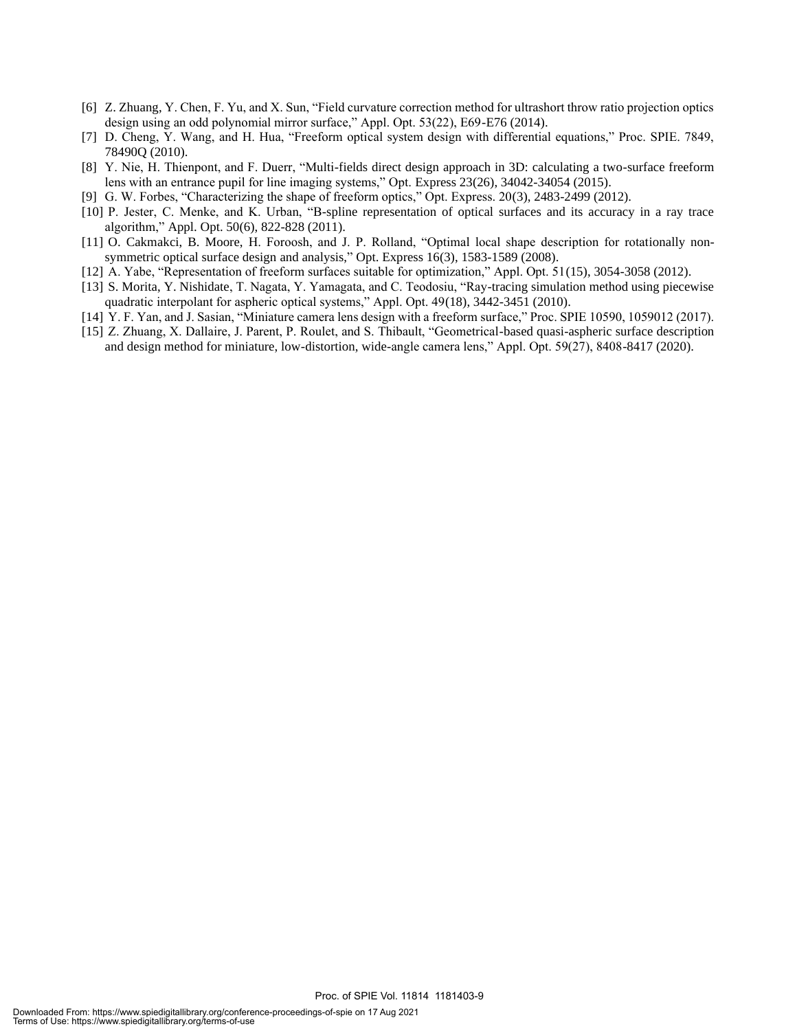[6] Z. Zhuang, Y. Chen, F. Yu, and X. Sun, "Field curvature correction method for ultrashort throw ratio projection optics design using an odd polynomial mirror surface," Appl. Opt. 53(22), E69-E76 (2014).

[7] D. Cheng, Y. Wang, and H. Hua, "Freeform optical system design with differential equations," Proc. SPIE. 7849, 78490Q (2010).

[8] Y. Nie, H. Thienpont, and F. Duerr, "Multi-fields direct design approach in 3D: calculating a two-surface freeform lens with an entrance pupil for line imaging systems," Opt. Express 23(26), 34042-34054 (2015).

[9] G. W. Forbes, "Characterizing the shape of freeform optics," Opt. Express. 20(3), 2483-2499 (2012).

[10] P. Jester, C. Menke, and K. Urban, "B-spline representation of optical surfaces and its accuracy in a ray trace algorithm," Appl. Opt. 50(6), 822-828 (2011).

[11] O. Cakmakci, B. Moore, H. Foroosh, and J. P. Rolland, "Optimal local shape description for rotationally non-symmetric optical surface design and analysis," Opt. Express 16(3), 1583-1589 (2008).

[12] A. Yabe, "Representation of freeform surfaces suitable for optimization," Appl. Opt. 51(15), 3054-3058 (2012).

[13] S. Morita, Y. Nishidate, T. Nagata, Y. Yamagata, and C. Teodosiu, "Ray-tracing simulation method using piecewise quadratic interpolant for aspheric optical systems," Appl. Opt. 49(18), 3442-3451 (2010).

[14] Y. F. Yan, and J. Sasian, "Miniature camera lens design with a freeform surface," Proc. SPIE 10590, 1059012 (2017).

[15] Z. Zhuang, X. Dallaire, J. Parent, P. Roulet, and S. Thibault, "Geometrical-based quasi-aspheric surface description and design method for miniature, low-distortion, wide-angle camera lens," Appl. Opt. 59(27), 8408-8417 (2020).